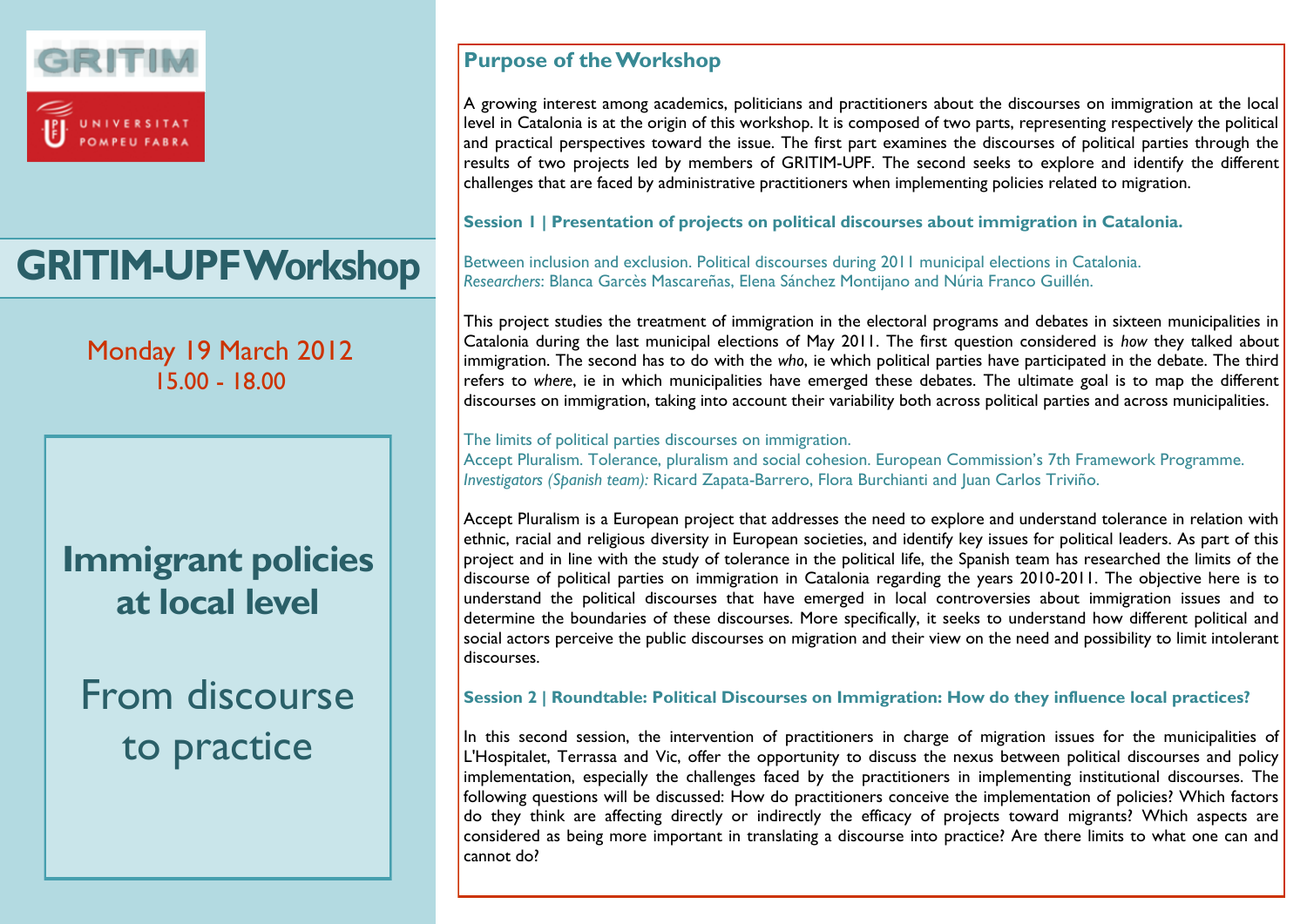GRITIM

UNIVERSITAT POMPEU FABRA

# GRITIM-UPF Workshop

Monday 19 March 2012
15.00 - 18.00

## Immigrant policies at local level

## From discourse to practice

## Purpose of the Workshop

A growing interest among academics, politicians and practitioners about the discourses on immigration at the local level in Catalonia is at the origin of this workshop. It is composed of two parts, representing respectively the political and practical perspectives toward the issue. The first part examines the discourses of political parties through the results of two projects led by members of GRITIM-UPF. The second seeks to explore and identify the different challenges that are faced by administrative practitioners when implementing policies related to migration.

### Session 1 | Presentation of projects on political discourses about immigration in Catalonia.

Between inclusion and exclusion. Political discourses during 2011 municipal elections in Catalonia.
*Researchers*: Blanca Garcès Mascareñas, Elena Sánchez Montijano and Núria Franco Guillén.

This project studies the treatment of immigration in the electoral programs and debates in sixteen municipalities in Catalonia during the last municipal elections of May 2011. The first question considered is *how* they talked about immigration. The second has to do with the *who*, ie which political parties have participated in the debate. The third refers to *where*, ie in which municipalities have emerged these debates. The ultimate goal is to map the different discourses on immigration, taking into account their variability both across political parties and across municipalities.

The limits of political parties discourses on immigration.
Accept Pluralism. Tolerance, pluralism and social cohesion. European Commission's 7th Framework Programme.
*Investigators (Spanish team):* Ricard Zapata-Barrero, Flora Burchianti and Juan Carlos Triviño.

Accept Pluralism is a European project that addresses the need to explore and understand tolerance in relation with ethnic, racial and religious diversity in European societies, and identify key issues for political leaders. As part of this project and in line with the study of tolerance in the political life, the Spanish team has researched the limits of the discourse of political parties on immigration in Catalonia regarding the years 2010-2011. The objective here is to understand the political discourses that have emerged in local controversies about immigration issues and to determine the boundaries of these discourses. More specifically, it seeks to understand how different political and social actors perceive the public discourses on migration and their view on the need and possibility to limit intolerant discourses.

### Session 2 | Roundtable: Political Discourses on Immigration: How do they influence local practices?

In this second session, the intervention of practitioners in charge of migration issues for the municipalities of L'Hospitalet, Terrassa and Vic, offer the opportunity to discuss the nexus between political discourses and policy implementation, especially the challenges faced by the practitioners in implementing institutional discourses. The following questions will be discussed: How do practitioners conceive the implementation of policies? Which factors do they think are affecting directly or indirectly the efficacy of projects toward migrants? Which aspects are considered as being more important in translating a discourse into practice? Are there limits to what one can and cannot do?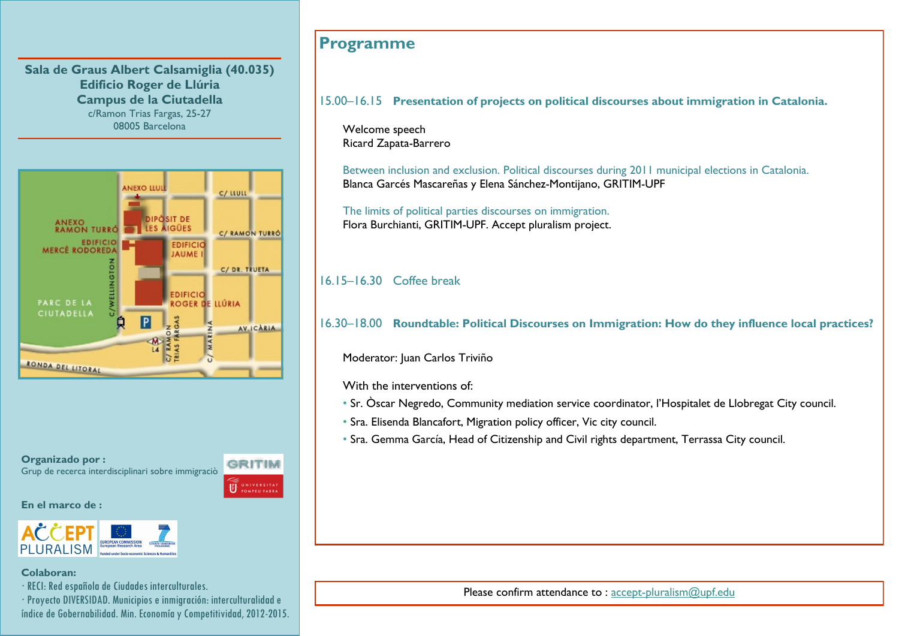**Sala de Graus Albert Calsamiglia (40.035)**
**Edificio Roger de Llúria**
**Campus de la Ciutadella**
c/Ramon Trias Fargas, 25-27
08005 Barcelona

ANEXO LLULL
C/ LLULL
ANEXO RAMON TURRÓ
DIPÒSIT DE LES AIGÜES
C/ RAMON TURRÓ
EDIFICIO MERCÈ RODOREDA
EDIFICIO JAUME I
C/ DR. TRUETA
C/WELLINGTON
PARC DE LA CIUTADELLA
EDIFICIO ROGER DE LLÚRIA
P
AV. ICÀRIA
M L4
C/ RAMON TRIAS FARGAS
C/ MARINA
RONDA DEL LITORAL

**Organizado por :**
Grup de recerca interdisciplinari sobre immigració

GRITIM
UNIVERSITAT POMPEU FABRA

**En el marco de :**

ACCEPT PLURALISM
EUROPEAN COMMISSION European Research Area
SEVENTH FRAMEWORK PROGRAMME
Funded under Socio-economic Sciences & Humanities

**Colaboran:**

· RECI: Red española de Ciudades interculturales.
· Proyecto DIVERSIDAD. Municipios e inmigración: interculturalidad e índice de Gobernabilidad. Min. Economía y Competitividad, 2012-2015.

## Programme

15.00–16.15 **Presentation of projects on political discourses about immigration in Catalonia.**

Welcome speech
Ricard Zapata-Barrero

Between inclusion and exclusion. Political discourses during 2011 municipal elections in Catalonia.
Blanca Garcés Mascareñas y Elena Sánchez-Montijano, GRITIM-UPF

The limits of political parties discourses on immigration.
Flora Burchianti, GRITIM-UPF. Accept pluralism project.

16.15–16.30 Coffee break

16.30–18.00 **Roundtable: Political Discourses on Immigration: How do they influence local practices?**

Moderator: Juan Carlos Triviño

With the interventions of:

- Sr. Òscar Negredo, Community mediation service coordinator, l'Hospitalet de Llobregat City council.
- Sra. Elisenda Blancafort, Migration policy officer, Vic city council.
- Sra. Gemma García, Head of Citizenship and Civil rights department, Terrassa City council.

Please confirm attendance to : accept-pluralism@upf.edu